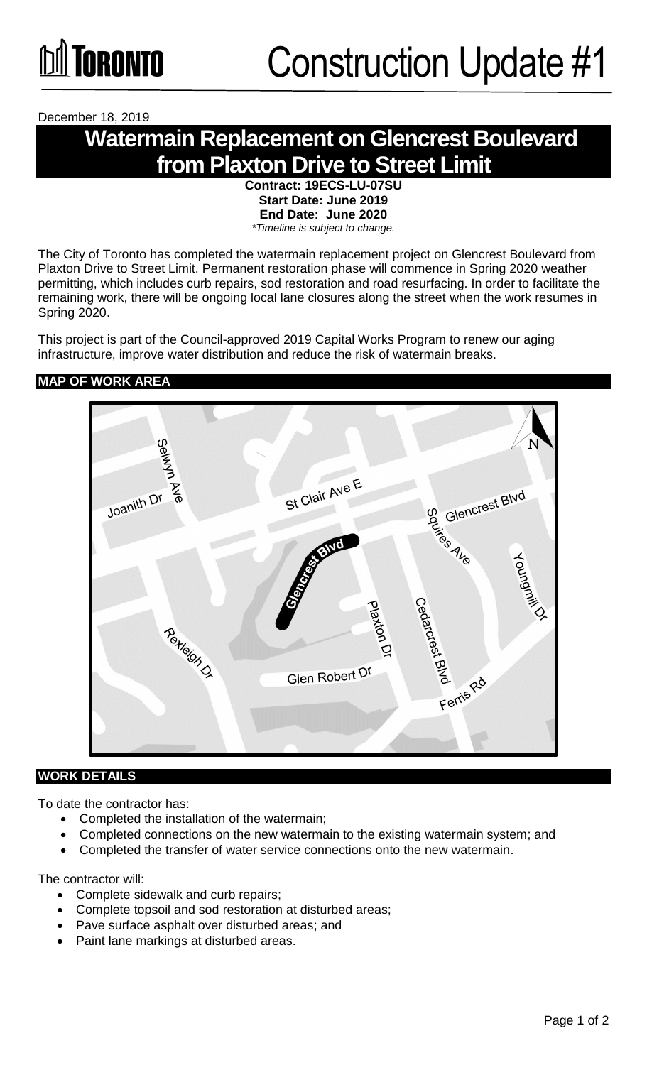# Construction Update #1

December 18, 2019

## Watermain Replacement on Glencrest Boulevard from Plaxton Drive to Street Limit

**Contract: 19ECS-LU-07SU**
**Start Date: June 2019**
**End Date: June 2020**
*\*Timeline is subject to change.*

The City of Toronto has completed the watermain replacement project on Glencrest Boulevard from Plaxton Drive to Street Limit. Permanent restoration phase will commence in Spring 2020 weather permitting, which includes curb repairs, sod restoration and road resurfacing. In order to facilitate the remaining work, there will be ongoing local lane closures along the street when the work resumes in Spring 2020.

This project is part of the Council-approved 2019 Capital Works Program to renew our aging infrastructure, improve water distribution and reduce the risk of watermain breaks.

### MAP OF WORK AREA

### WORK DETAILS

To date the contractor has:

- Completed the installation of the watermain;
- Completed connections on the new watermain to the existing watermain system; and
- Completed the transfer of water service connections onto the new watermain.

The contractor will:

- Complete sidewalk and curb repairs;
- Complete topsoil and sod restoration at disturbed areas;
- Pave surface asphalt over disturbed areas; and
- Paint lane markings at disturbed areas.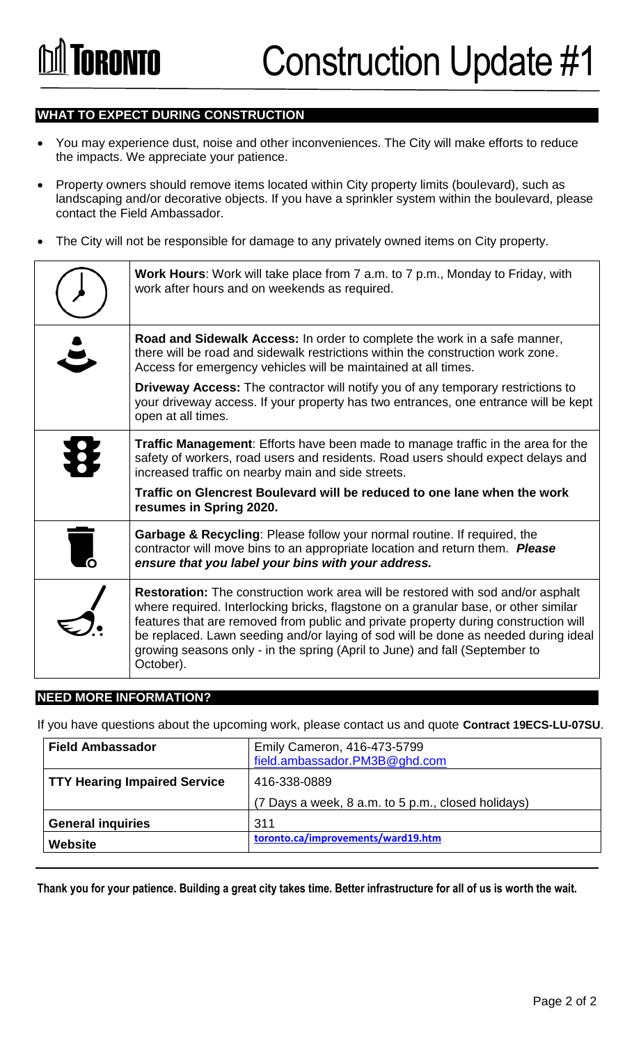# Construction Update #1

## WHAT TO EXPECT DURING CONSTRUCTION

- You may experience dust, noise and other inconveniences. The City will make efforts to reduce the impacts. We appreciate your patience.
- Property owners should remove items located within City property limits (boulevard), such as landscaping and/or decorative objects. If you have a sprinkler system within the boulevard, please contact the Field Ambassador.
- The City will not be responsible for damage to any privately owned items on City property.

| | |
|---|---|
| | **Work Hours**: Work will take place from 7 a.m. to 7 p.m., Monday to Friday, with work after hours and on weekends as required. |
| | **Road and Sidewalk Access:** In order to complete the work in a safe manner, there will be road and sidewalk restrictions within the construction work zone. Access for emergency vehicles will be maintained at all times.<br><br>**Driveway Access:** The contractor will notify you of any temporary restrictions to your driveway access. If your property has two entrances, one entrance will be kept open at all times. |
| | **Traffic Management**: Efforts have been made to manage traffic in the area for the safety of workers, road users and residents. Road users should expect delays and increased traffic on nearby main and side streets.<br><br>**Traffic on Glencrest Boulevard will be reduced to one lane when the work resumes in Spring 2020.** |
| | **Garbage & Recycling**: Please follow your normal routine. If required, the contractor will move bins to an appropriate location and return them. ***Please ensure that you label your bins with your address.*** |
| | **Restoration:** The construction work area will be restored with sod and/or asphalt where required. Interlocking bricks, flagstone on a granular base, or other similar features that are removed from public and private property during construction will be replaced. Lawn seeding and/or laying of sod will be done as needed during ideal growing seasons only - in the spring (April to June) and fall (September to October). |

## NEED MORE INFORMATION?

If you have questions about the upcoming work, please contact us and quote **Contract 19ECS-LU-07SU**.

| | |
|---|---|
| **Field Ambassador** | Emily Cameron, 416-473-5799<br>field.ambassador.PM3B@ghd.com |
| **TTY Hearing Impaired Service** | 416-338-0889<br>(7 Days a week, 8 a.m. to 5 p.m., closed holidays) |
| **General inquiries** | 311 |
| **Website** | toronto.ca/improvements/ward19.htm |

**Thank you for your patience. Building a great city takes time. Better infrastructure for all of us is worth the wait.**